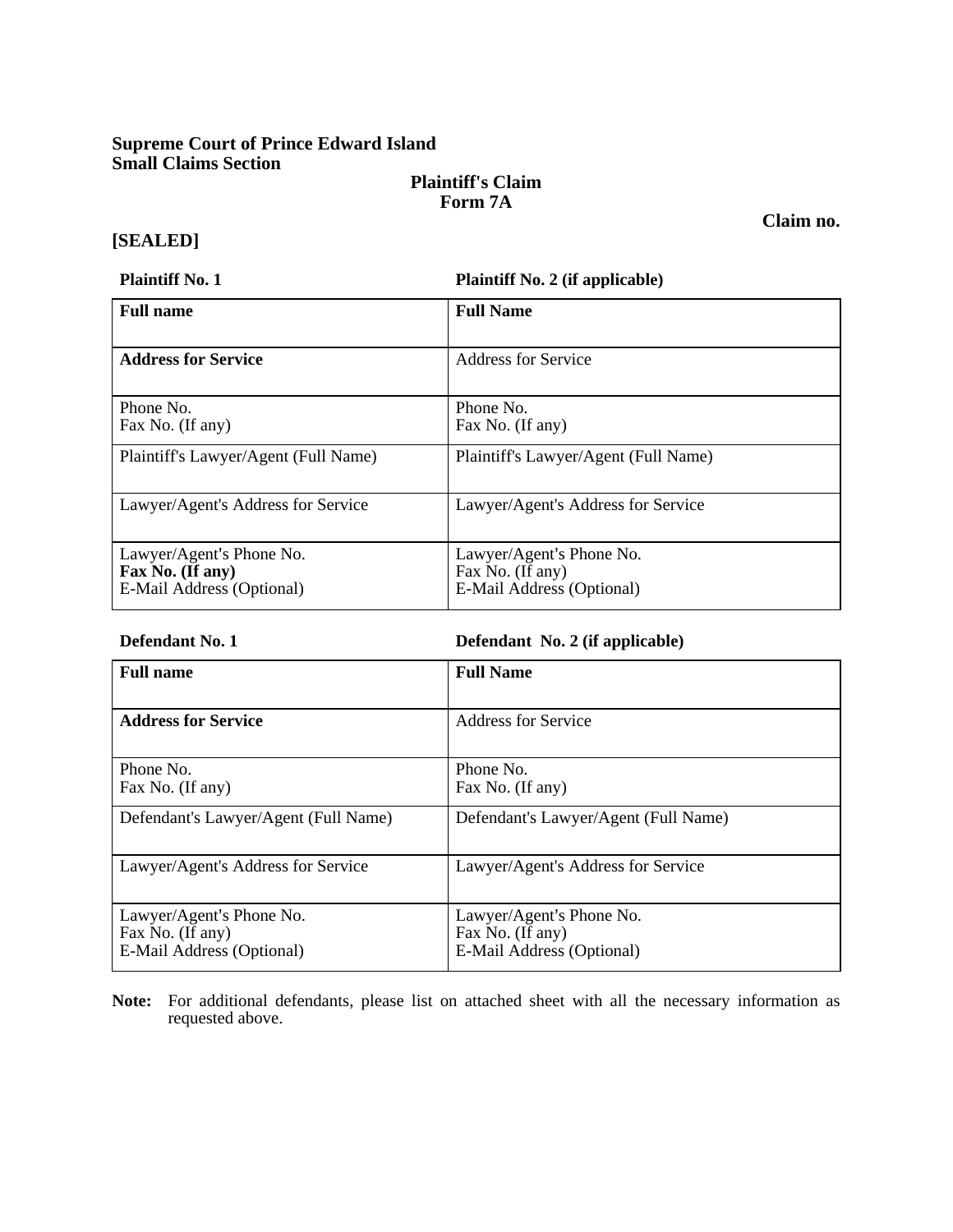**Supreme Court of Prince Edward Island**
**Small Claims Section**

**Plaintiff's Claim**
**Form 7A**

**Claim no.**

**[SEALED]**

| **Plaintiff No. 1** | **Plaintiff No. 2 (if applicable)** |
|---|---|
| **Full name** | **Full Name** |
| **Address for Service** | Address for Service |
| Phone No.<br>Fax No. (If any) | Phone No.<br>Fax No. (If any) |
| Plaintiff's Lawyer/Agent (Full Name) | Plaintiff's Lawyer/Agent (Full Name) |
| Lawyer/Agent's Address for Service | Lawyer/Agent's Address for Service |
| Lawyer/Agent's Phone No.<br>**Fax No. (If any)**<br>E-Mail Address (Optional) | Lawyer/Agent's Phone No.<br>Fax No. (If any)<br>E-Mail Address (Optional) |

| **Defendant No. 1** | **Defendant No. 2 (if applicable)** |
|---|---|
| **Full name** | **Full Name** |
| **Address for Service** | Address for Service |
| Phone No.<br>Fax No. (If any) | Phone No.<br>Fax No. (If any) |
| Defendant's Lawyer/Agent (Full Name) | Defendant's Lawyer/Agent (Full Name) |
| Lawyer/Agent's Address for Service | Lawyer/Agent's Address for Service |
| Lawyer/Agent's Phone No.<br>Fax No. (If any)<br>E-Mail Address (Optional) | Lawyer/Agent's Phone No.<br>Fax No. (If any)<br>E-Mail Address (Optional) |

**Note:** For additional defendants, please list on attached sheet with all the necessary information as requested above.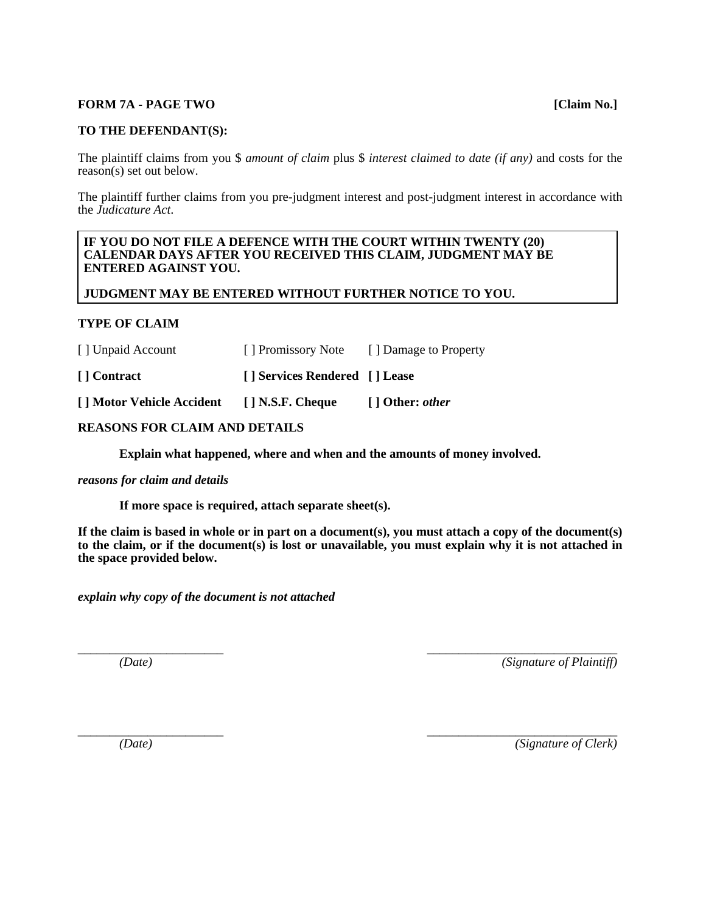**FORM 7A - PAGE TWO** **[Claim No.]**

**TO THE DEFENDANT(S):**

The plaintiff claims from you $ *amount of claim* plus $ *interest claimed to date (if any)* and costs for the reason(s) set out below.

The plaintiff further claims from you pre-judgment interest and post-judgment interest in accordance with the *Judicature Act*.

> **IF YOU DO NOT FILE A DEFENCE WITH THE COURT WITHIN TWENTY (20) CALENDAR DAYS AFTER YOU RECEIVED THIS CLAIM, JUDGMENT MAY BE ENTERED AGAINST YOU.**
>
> **JUDGMENT MAY BE ENTERED WITHOUT FURTHER NOTICE TO YOU.**

**TYPE OF CLAIM**

| | | |
|---|---|---|
| [ ] Unpaid Account | [ ] Promissory Note | [ ] Damage to Property |
| **[ ] Contract** | **[ ] Services Rendered** | **[ ] Lease** |
| **[ ] Motor Vehicle Accident** | **[ ] N.S.F. Cheque** | **[ ] Other:** ***other*** |

**REASONS FOR CLAIM AND DETAILS**

**Explain what happened, where and when and the amounts of money involved.**

***reasons for claim and details***

**If more space is required, attach separate sheet(s).**

**If the claim is based in whole or in part on a document(s), you must attach a copy of the document(s) to the claim, or if the document(s) is lost or unavailable, you must explain why it is not attached in the space provided below.**

***explain why copy of the document is not attached***

________________________ ________________________________

*(Date)* *(Signature of Plaintiff)*

________________________ ________________________________

*(Date)* *(Signature of Clerk)*